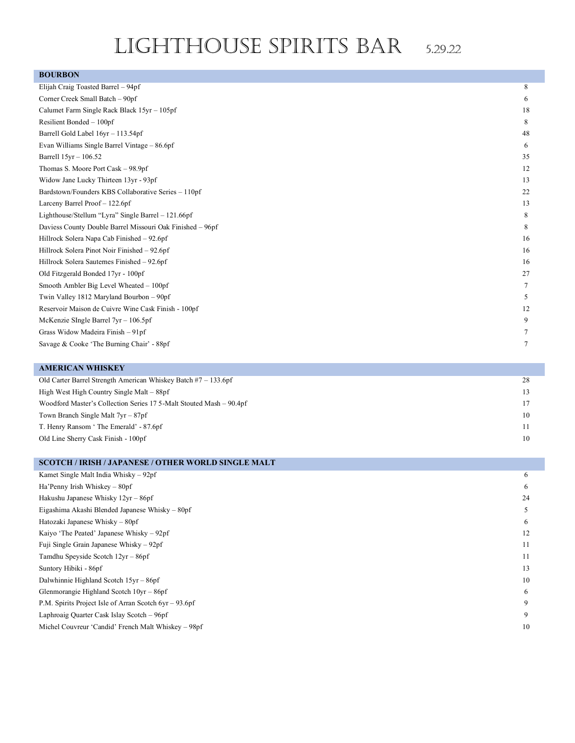# LIGHTHOUSE SPIRITS BAR 5.29.22

| BOURBON | |
|---|---|
| Elijah Craig Toasted Barrel – 94pf | 8 |
| Corner Creek Small Batch – 90pf | 6 |
| Calumet Farm Single Rack Black 15yr – 105pf | 18 |
| Resilient Bonded – 100pf | 8 |
| Barrell Gold Label 16yr – 113.54pf | 48 |
| Evan Williams Single Barrel Vintage – 86.6pf | 6 |
| Barrell 15yr – 106.52 | 35 |
| Thomas S. Moore Port Cask – 98.9pf | 12 |
| Widow Jane Lucky Thirteen 13yr - 93pf | 13 |
| Bardstown/Founders KBS Collaborative Series – 110pf | 22 |
| Larceny Barrel Proof – 122.6pf | 13 |
| Lighthouse/Stellum “Lyra” Single Barrel – 121.66pf | 8 |
| Daviess County Double Barrel Missouri Oak Finished – 96pf | 8 |
| Hillrock Solera Napa Cab Finished – 92.6pf | 16 |
| Hillrock Solera Pinot Noir Finished – 92.6pf | 16 |
| Hillrock Solera Sauternes Finished – 92.6pf | 16 |
| Old Fitzgerald Bonded 17yr - 100pf | 27 |
| Smooth Ambler Big Level Wheated – 100pf | 7 |
| Twin Valley 1812 Maryland Bourbon – 90pf | 5 |
| Reservoir Maison de Cuivre Wine Cask Finish - 100pf | 12 |
| McKenzie SIngle Barrel 7yr – 106.5pf | 9 |
| Grass Widow Madeira Finish – 91pf | 7 |
| Savage & Cooke ‘The Burning Chair’ - 88pf | 7 |

| AMERICAN WHISKEY | |
|---|---|
| Old Carter Barrel Strength American Whiskey Batch #7 – 133.6pf | 28 |
| High West High Country Single Malt – 88pf | 13 |
| Woodford Master’s Collection Series 17 5-Malt Stouted Mash – 90.4pf | 17 |
| Town Branch Single Malt 7yr – 87pf | 10 |
| T. Henry Ransom ‘ The Emerald’ - 87.6pf | 11 |
| Old Line Sherry Cask Finish - 100pf | 10 |

| SCOTCH / IRISH / JAPANESE / OTHER WORLD SINGLE MALT | |
|---|---|
| Kamet Single Malt India Whisky – 92pf | 6 |
| Ha’Penny Irish Whiskey – 80pf | 6 |
| Hakushu Japanese Whisky 12yr – 86pf | 24 |
| Eigashima Akashi Blended Japanese Whisky – 80pf | 5 |
| Hatozaki Japanese Whisky – 80pf | 6 |
| Kaiyo ‘The Peated’ Japanese Whisky – 92pf | 12 |
| Fuji Single Grain Japanese Whisky – 92pf | 11 |
| Tamdhu Speyside Scotch 12yr – 86pf | 11 |
| Suntory Hibiki - 86pf | 13 |
| Dalwhinnie Highland Scotch 15yr – 86pf | 10 |
| Glenmorangie Highland Scotch 10yr – 86pf | 6 |
| P.M. Spirits Project Isle of Arran Scotch 6yr – 93.6pf | 9 |
| Laphroaig Quarter Cask Islay Scotch – 96pf | 9 |
| Michel Couvreur ‘Candid’ French Malt Whiskey – 98pf | 10 |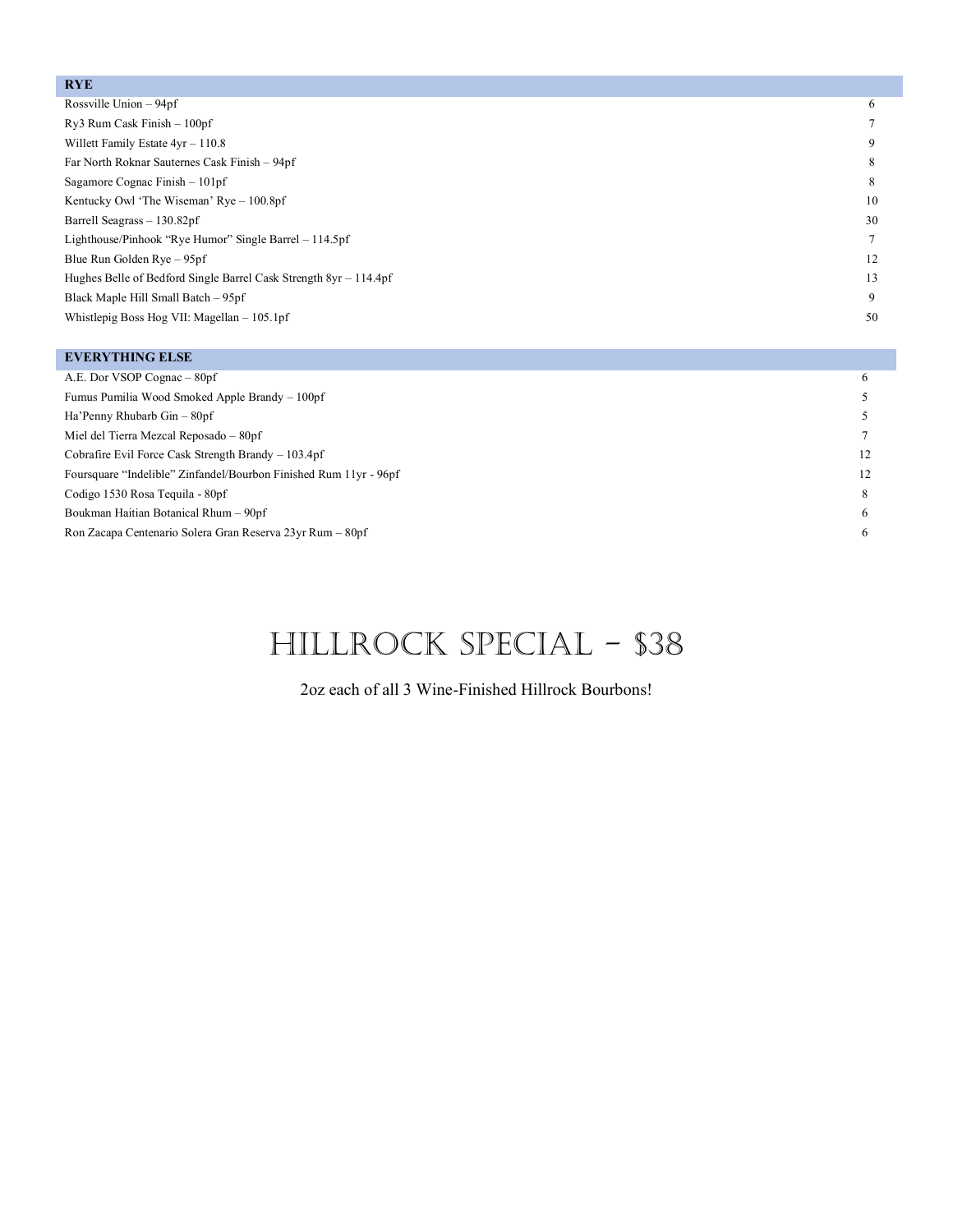| RYE | |
| --- | --- |
| Rossville Union – 94pf | 6 |
| Ry3 Rum Cask Finish – 100pf | 7 |
| Willett Family Estate 4yr – 110.8 | 9 |
| Far North Roknar Sauternes Cask Finish – 94pf | 8 |
| Sagamore Cognac Finish – 101pf | 8 |
| Kentucky Owl 'The Wiseman' Rye – 100.8pf | 10 |
| Barrell Seagrass – 130.82pf | 30 |
| Lighthouse/Pinhook "Rye Humor" Single Barrel – 114.5pf | 7 |
| Blue Run Golden Rye – 95pf | 12 |
| Hughes Belle of Bedford Single Barrel Cask Strength 8yr – 114.4pf | 13 |
| Black Maple Hill Small Batch – 95pf | 9 |
| Whistlepig Boss Hog VII: Magellan – 105.1pf | 50 |

| EVERYTHING ELSE | |
| --- | --- |
| A.E. Dor VSOP Cognac – 80pf | 6 |
| Fumus Pumilia Wood Smoked Apple Brandy – 100pf | 5 |
| Ha'Penny Rhubarb Gin – 80pf | 5 |
| Miel del Tierra Mezcal Reposado – 80pf | 7 |
| Cobrafire Evil Force Cask Strength Brandy – 103.4pf | 12 |
| Foursquare "Indelible" Zinfandel/Bourbon Finished Rum 11yr - 96pf | 12 |
| Codigo 1530 Rosa Tequila - 80pf | 8 |
| Boukman Haitian Botanical Rhum – 90pf | 6 |
| Ron Zacapa Centenario Solera Gran Reserva 23yr Rum – 80pf | 6 |

# HILLROCK SPECIAL - $38

2oz each of all 3 Wine-Finished Hillrock Bourbons!